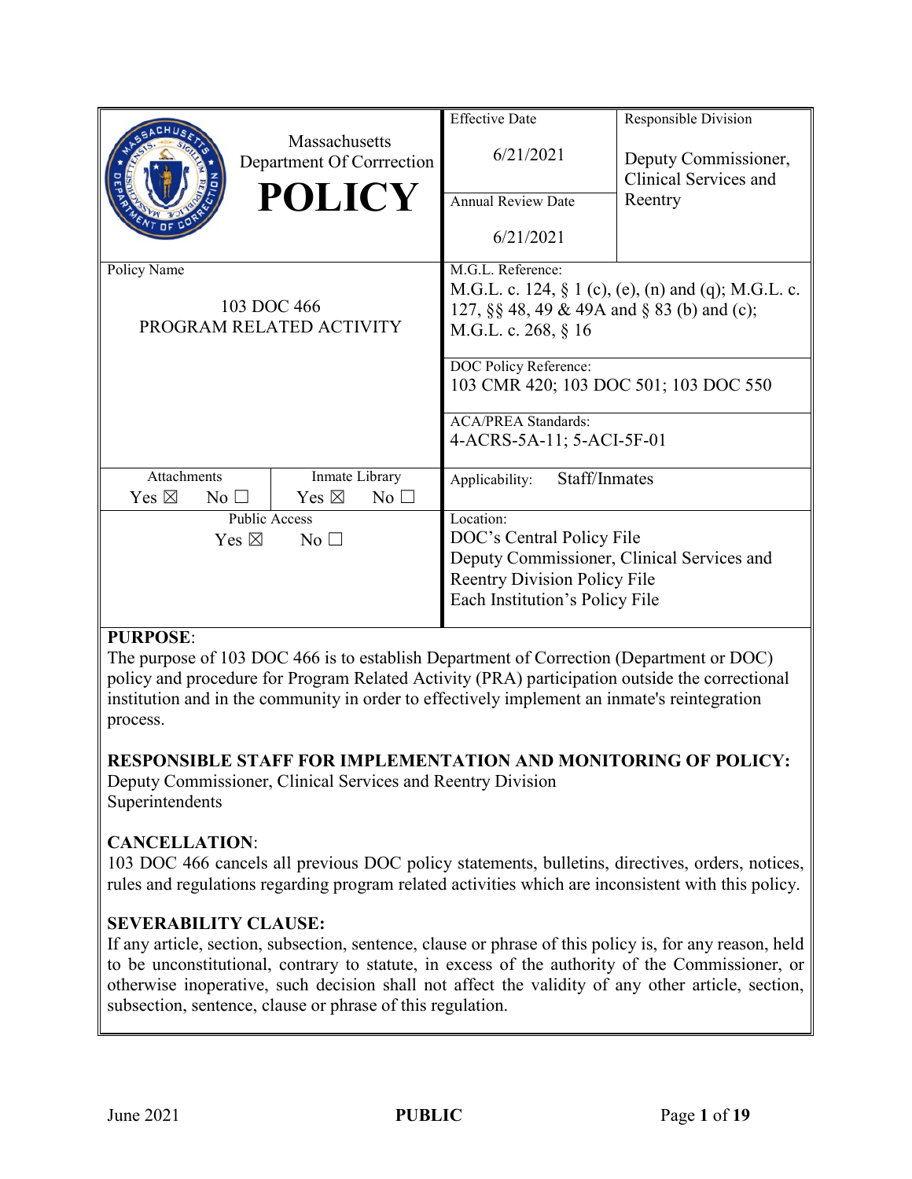| Massachusetts Department Of Corrrection **POLICY** | Effective Date<br>6/21/2021 | Responsible Division<br>Deputy Commissioner, Clinical Services and Reentry |
|---|---|---|
| | Annual Review Date<br>6/21/2021 | |
| Policy Name<br>103 DOC 466<br>PROGRAM RELATED ACTIVITY | M.G.L. Reference:<br>M.G.L. c. 124, § 1 (c), (e), (n) and (q); M.G.L. c. 127, §§ 48, 49 & 49A and § 83 (b) and (c); M.G.L. c. 268, § 16 | |
| | DOC Policy Reference:<br>103 CMR 420; 103 DOC 501; 103 DOC 550 | |
| | ACA/PREA Standards:<br>4-ACRS-5A-11; 5-ACI-5F-01 | |
| Attachments: Yes ☒ No ☐ / Inmate Library: Yes ☒ No ☐ | Applicability: Staff/Inmates | |
| Public Access: Yes ☒ No ☐ | Location:<br>DOC's Central Policy File<br>Deputy Commissioner, Clinical Services and Reentry Division Policy File<br>Each Institution's Policy File | |

**PURPOSE**:
The purpose of 103 DOC 466 is to establish Department of Correction (Department or DOC) policy and procedure for Program Related Activity (PRA) participation outside the correctional institution and in the community in order to effectively implement an inmate's reintegration process.

**RESPONSIBLE STAFF FOR IMPLEMENTATION AND MONITORING OF POLICY:**
Deputy Commissioner, Clinical Services and Reentry Division
Superintendents

**CANCELLATION**:
103 DOC 466 cancels all previous DOC policy statements, bulletins, directives, orders, notices, rules and regulations regarding program related activities which are inconsistent with this policy.

**SEVERABILITY CLAUSE:**
If any article, section, subsection, sentence, clause or phrase of this policy is, for any reason, held to be unconstitutional, contrary to statute, in excess of the authority of the Commissioner, or otherwise inoperative, such decision shall not affect the validity of any other article, section, subsection, sentence, clause or phrase of this regulation.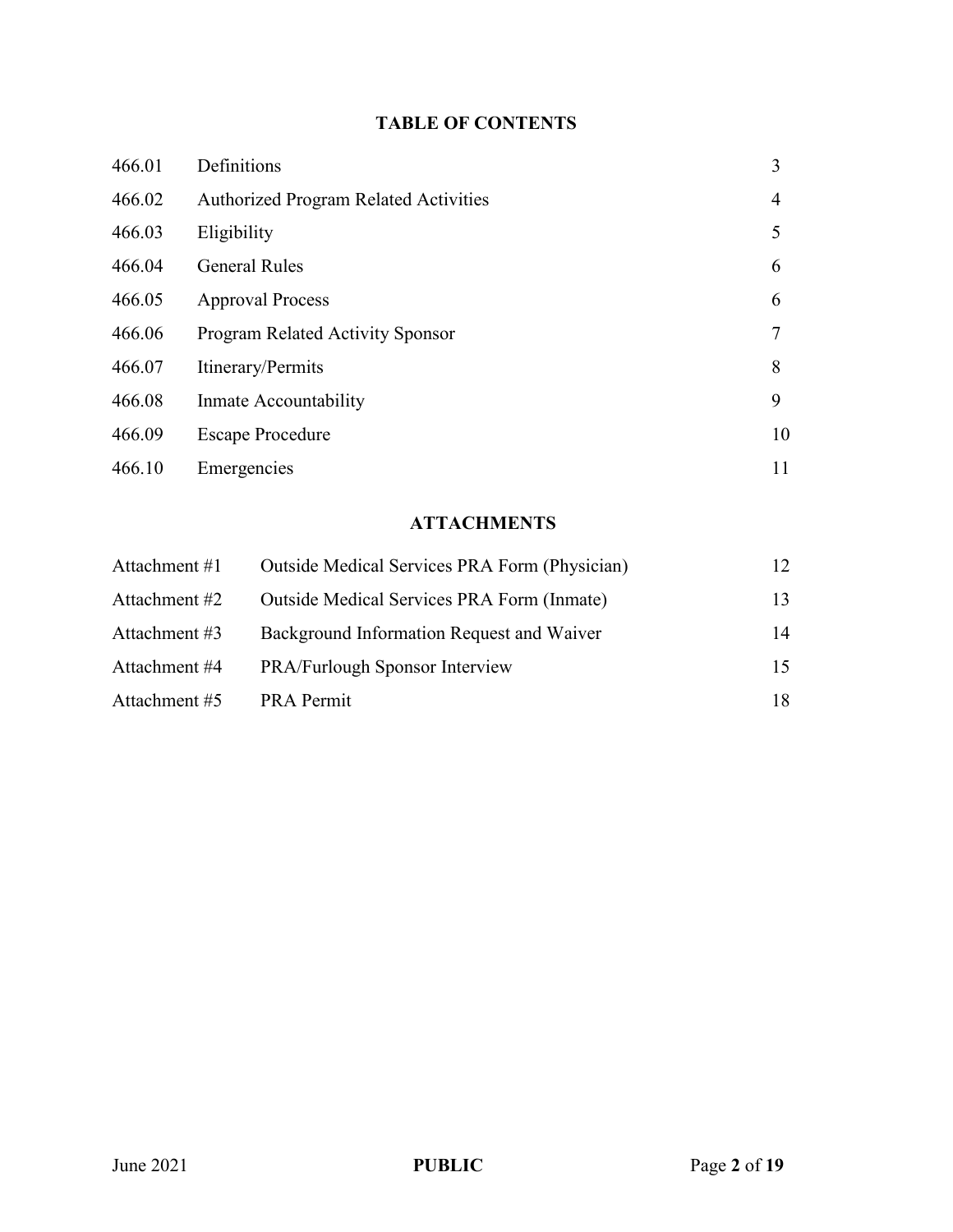## TABLE OF CONTENTS

| | | |
|---|---|---|
| 466.01 | Definitions | 3 |
| 466.02 | Authorized Program Related Activities | 4 |
| 466.03 | Eligibility | 5 |
| 466.04 | General Rules | 6 |
| 466.05 | Approval Process | 6 |
| 466.06 | Program Related Activity Sponsor | 7 |
| 466.07 | Itinerary/Permits | 8 |
| 466.08 | Inmate Accountability | 9 |
| 466.09 | Escape Procedure | 10 |
| 466.10 | Emergencies | 11 |

## ATTACHMENTS

| | | |
|---|---|---|
| Attachment #1 | Outside Medical Services PRA Form (Physician) | 12 |
| Attachment #2 | Outside Medical Services PRA Form (Inmate) | 13 |
| Attachment #3 | Background Information Request and Waiver | 14 |
| Attachment #4 | PRA/Furlough Sponsor Interview | 15 |
| Attachment #5 | PRA Permit | 18 |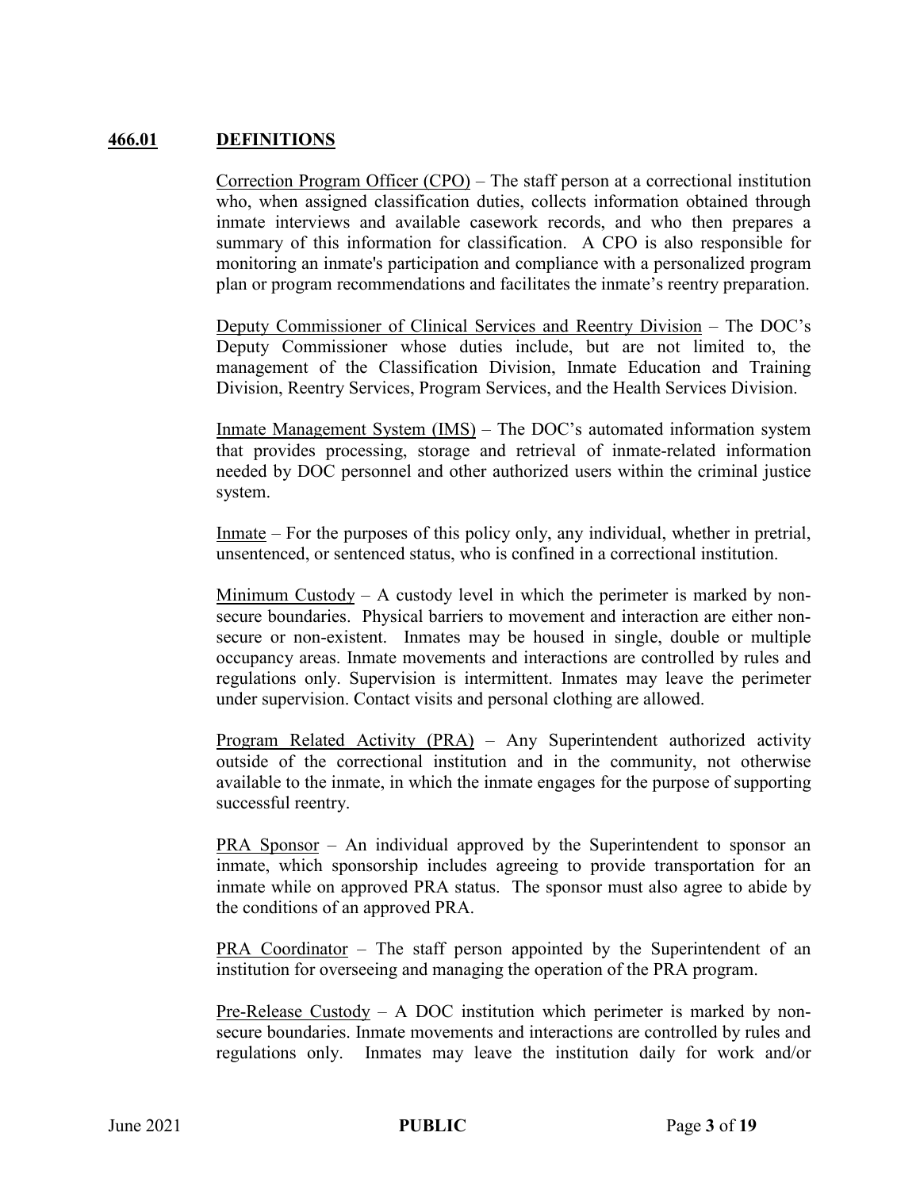## 466.01 DEFINITIONS

Correction Program Officer (CPO) – The staff person at a correctional institution who, when assigned classification duties, collects information obtained through inmate interviews and available casework records, and who then prepares a summary of this information for classification. A CPO is also responsible for monitoring an inmate's participation and compliance with a personalized program plan or program recommendations and facilitates the inmate's reentry preparation.

Deputy Commissioner of Clinical Services and Reentry Division – The DOC's Deputy Commissioner whose duties include, but are not limited to, the management of the Classification Division, Inmate Education and Training Division, Reentry Services, Program Services, and the Health Services Division.

Inmate Management System (IMS) – The DOC's automated information system that provides processing, storage and retrieval of inmate-related information needed by DOC personnel and other authorized users within the criminal justice system.

Inmate – For the purposes of this policy only, any individual, whether in pretrial, unsentenced, or sentenced status, who is confined in a correctional institution.

Minimum Custody – A custody level in which the perimeter is marked by non-secure boundaries. Physical barriers to movement and interaction are either non-secure or non-existent. Inmates may be housed in single, double or multiple occupancy areas. Inmate movements and interactions are controlled by rules and regulations only. Supervision is intermittent. Inmates may leave the perimeter under supervision. Contact visits and personal clothing are allowed.

Program Related Activity (PRA) – Any Superintendent authorized activity outside of the correctional institution and in the community, not otherwise available to the inmate, in which the inmate engages for the purpose of supporting successful reentry.

PRA Sponsor – An individual approved by the Superintendent to sponsor an inmate, which sponsorship includes agreeing to provide transportation for an inmate while on approved PRA status. The sponsor must also agree to abide by the conditions of an approved PRA.

PRA Coordinator – The staff person appointed by the Superintendent of an institution for overseeing and managing the operation of the PRA program.

Pre-Release Custody – A DOC institution which perimeter is marked by non-secure boundaries. Inmate movements and interactions are controlled by rules and regulations only. Inmates may leave the institution daily for work and/or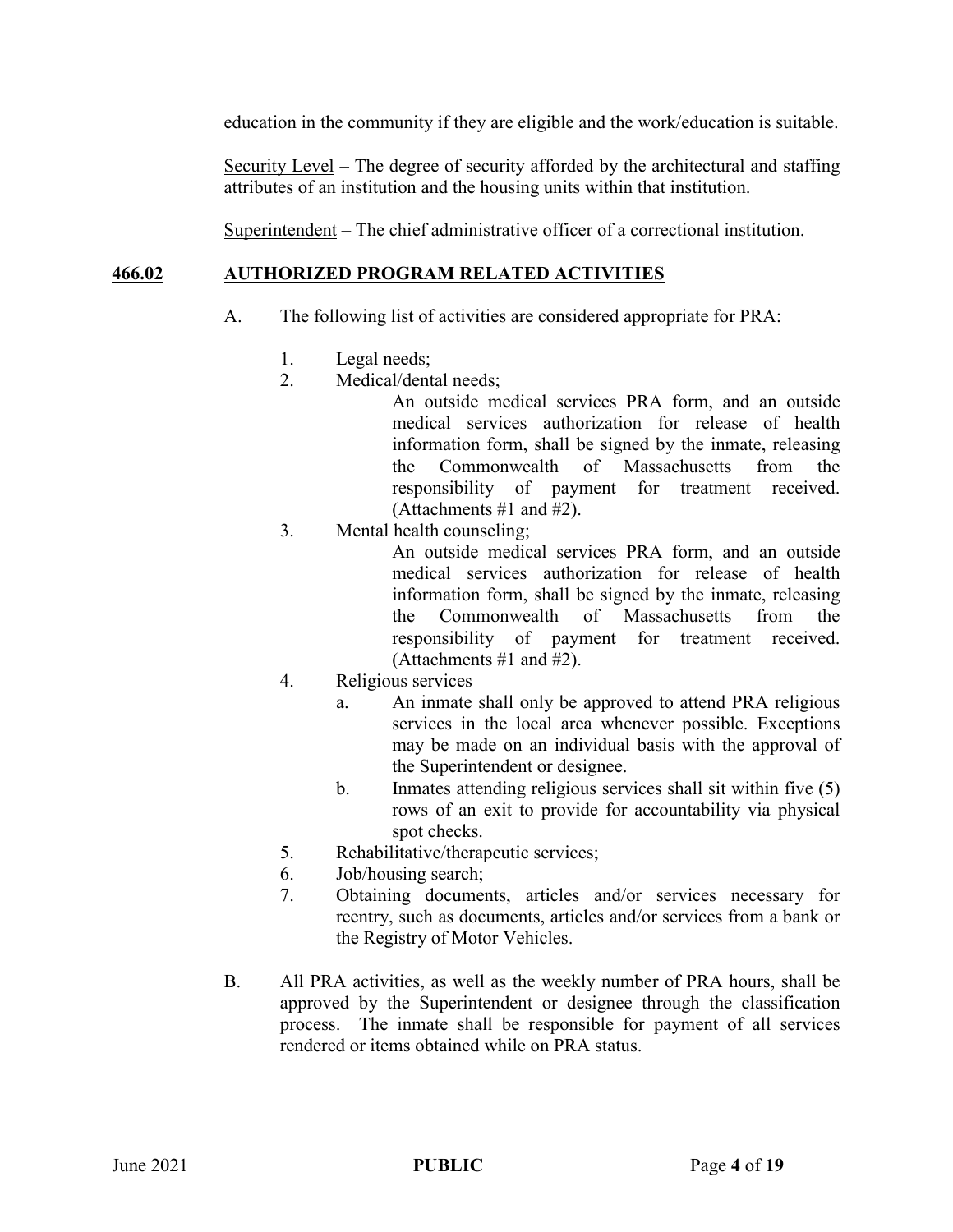education in the community if they are eligible and the work/education is suitable.

Security Level – The degree of security afforded by the architectural and staffing attributes of an institution and the housing units within that institution.

Superintendent – The chief administrative officer of a correctional institution.

## 466.02 AUTHORIZED PROGRAM RELATED ACTIVITIES

A. The following list of activities are considered appropriate for PRA:

1. Legal needs;
2. Medical/dental needs;

   An outside medical services PRA form, and an outside medical services authorization for release of health information form, shall be signed by the inmate, releasing the Commonwealth of Massachusetts from the responsibility of payment for treatment received. (Attachments #1 and #2).
3. Mental health counseling;

   An outside medical services PRA form, and an outside medical services authorization for release of health information form, shall be signed by the inmate, releasing the Commonwealth of Massachusetts from the responsibility of payment for treatment received. (Attachments #1 and #2).
4. Religious services
   a. An inmate shall only be approved to attend PRA religious services in the local area whenever possible. Exceptions may be made on an individual basis with the approval of the Superintendent or designee.
   b. Inmates attending religious services shall sit within five (5) rows of an exit to provide for accountability via physical spot checks.
5. Rehabilitative/therapeutic services;
6. Job/housing search;
7. Obtaining documents, articles and/or services necessary for reentry, such as documents, articles and/or services from a bank or the Registry of Motor Vehicles.

B. All PRA activities, as well as the weekly number of PRA hours, shall be approved by the Superintendent or designee through the classification process. The inmate shall be responsible for payment of all services rendered or items obtained while on PRA status.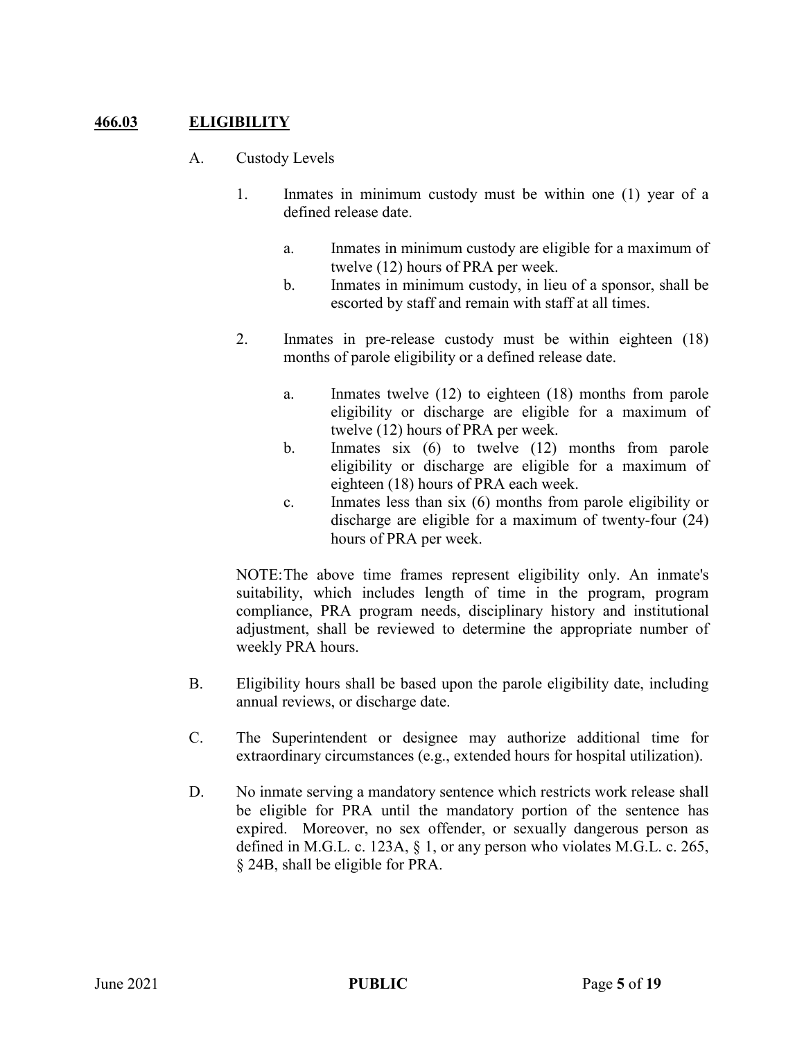## 466.03 ELIGIBILITY

A. Custody Levels

1. Inmates in minimum custody must be within one (1) year of a defined release date.

    a. Inmates in minimum custody are eligible for a maximum of twelve (12) hours of PRA per week.

    b. Inmates in minimum custody, in lieu of a sponsor, shall be escorted by staff and remain with staff at all times.

2. Inmates in pre-release custody must be within eighteen (18) months of parole eligibility or a defined release date.

    a. Inmates twelve (12) to eighteen (18) months from parole eligibility or discharge are eligible for a maximum of twelve (12) hours of PRA per week.

    b. Inmates six (6) to twelve (12) months from parole eligibility or discharge are eligible for a maximum of eighteen (18) hours of PRA each week.

    c. Inmates less than six (6) months from parole eligibility or discharge are eligible for a maximum of twenty-four (24) hours of PRA per week.

NOTE: The above time frames represent eligibility only. An inmate's suitability, which includes length of time in the program, program compliance, PRA program needs, disciplinary history and institutional adjustment, shall be reviewed to determine the appropriate number of weekly PRA hours.

B. Eligibility hours shall be based upon the parole eligibility date, including annual reviews, or discharge date.

C. The Superintendent or designee may authorize additional time for extraordinary circumstances (e.g., extended hours for hospital utilization).

D. No inmate serving a mandatory sentence which restricts work release shall be eligible for PRA until the mandatory portion of the sentence has expired. Moreover, no sex offender, or sexually dangerous person as defined in M.G.L. c. 123A, § 1, or any person who violates M.G.L. c. 265, § 24B, shall be eligible for PRA.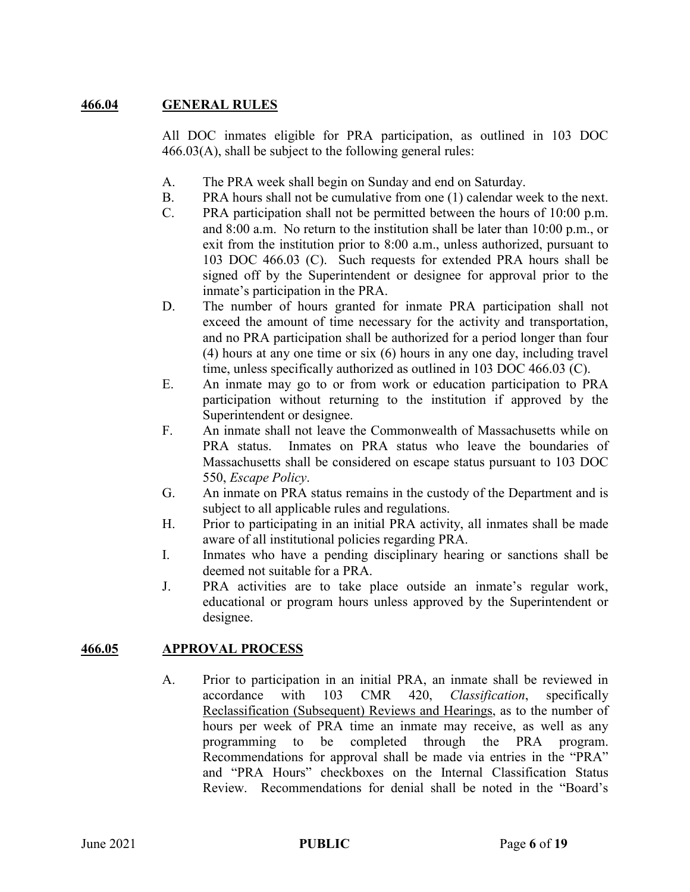## 466.04 GENERAL RULES

All DOC inmates eligible for PRA participation, as outlined in 103 DOC 466.03(A), shall be subject to the following general rules:

A. The PRA week shall begin on Sunday and end on Saturday.

B. PRA hours shall not be cumulative from one (1) calendar week to the next.

C. PRA participation shall not be permitted between the hours of 10:00 p.m. and 8:00 a.m. No return to the institution shall be later than 10:00 p.m., or exit from the institution prior to 8:00 a.m., unless authorized, pursuant to 103 DOC 466.03 (C). Such requests for extended PRA hours shall be signed off by the Superintendent or designee for approval prior to the inmate's participation in the PRA.

D. The number of hours granted for inmate PRA participation shall not exceed the amount of time necessary for the activity and transportation, and no PRA participation shall be authorized for a period longer than four (4) hours at any one time or six (6) hours in any one day, including travel time, unless specifically authorized as outlined in 103 DOC 466.03 (C).

E. An inmate may go to or from work or education participation to PRA participation without returning to the institution if approved by the Superintendent or designee.

F. An inmate shall not leave the Commonwealth of Massachusetts while on PRA status. Inmates on PRA status who leave the boundaries of Massachusetts shall be considered on escape status pursuant to 103 DOC 550, *Escape Policy*.

G. An inmate on PRA status remains in the custody of the Department and is subject to all applicable rules and regulations.

H. Prior to participating in an initial PRA activity, all inmates shall be made aware of all institutional policies regarding PRA.

I. Inmates who have a pending disciplinary hearing or sanctions shall be deemed not suitable for a PRA.

J. PRA activities are to take place outside an inmate's regular work, educational or program hours unless approved by the Superintendent or designee.

## 466.05 APPROVAL PROCESS

A. Prior to participation in an initial PRA, an inmate shall be reviewed in accordance with 103 CMR 420, *Classification*, specifically Reclassification (Subsequent) Reviews and Hearings, as to the number of hours per week of PRA time an inmate may receive, as well as any programming to be completed through the PRA program. Recommendations for approval shall be made via entries in the "PRA" and "PRA Hours" checkboxes on the Internal Classification Status Review. Recommendations for denial shall be noted in the "Board's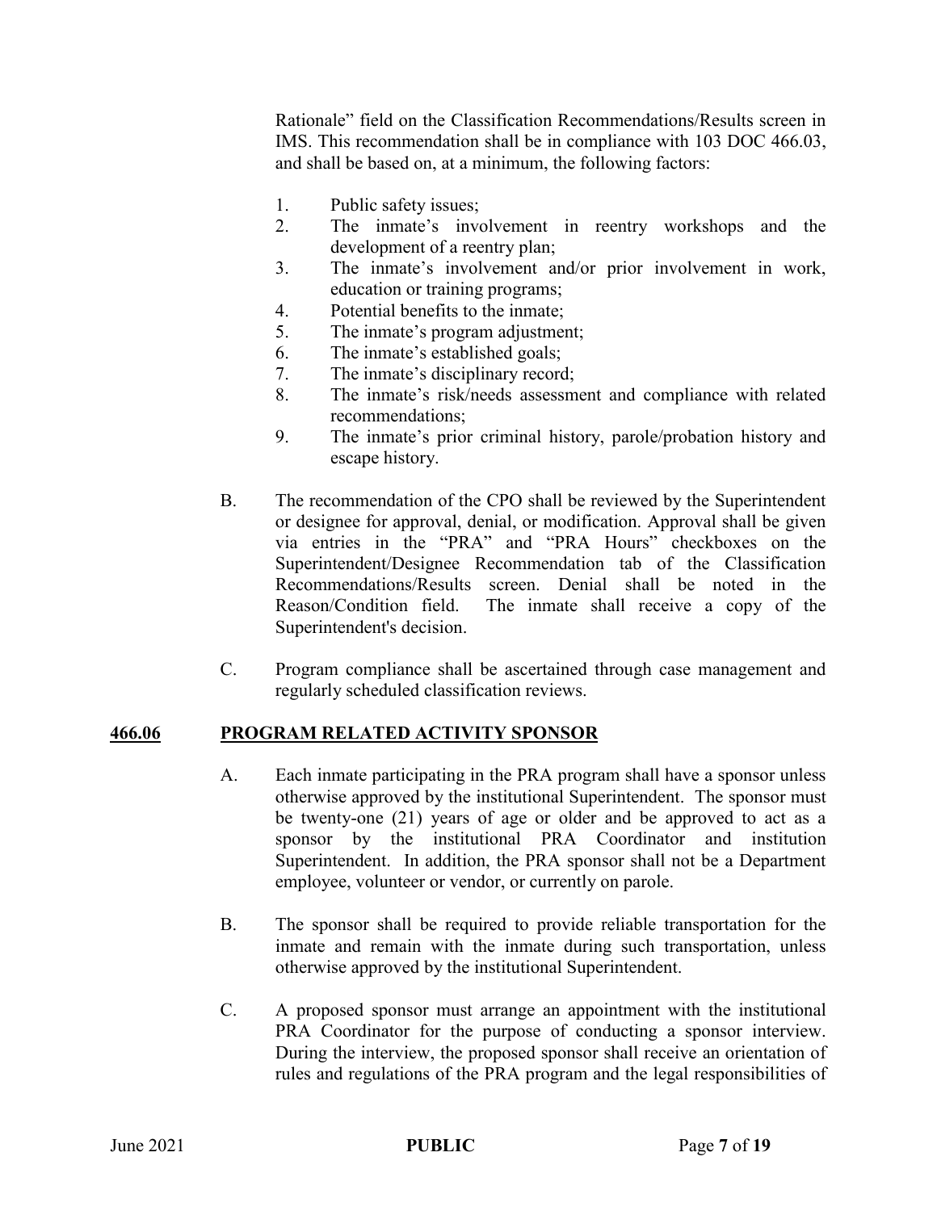Rationale" field on the Classification Recommendations/Results screen in IMS. This recommendation shall be in compliance with 103 DOC 466.03, and shall be based on, at a minimum, the following factors:

1. Public safety issues;
2. The inmate's involvement in reentry workshops and the development of a reentry plan;
3. The inmate's involvement and/or prior involvement in work, education or training programs;
4. Potential benefits to the inmate;
5. The inmate's program adjustment;
6. The inmate's established goals;
7. The inmate's disciplinary record;
8. The inmate's risk/needs assessment and compliance with related recommendations;
9. The inmate's prior criminal history, parole/probation history and escape history.

B. The recommendation of the CPO shall be reviewed by the Superintendent or designee for approval, denial, or modification. Approval shall be given via entries in the "PRA" and "PRA Hours" checkboxes on the Superintendent/Designee Recommendation tab of the Classification Recommendations/Results screen. Denial shall be noted in the Reason/Condition field. The inmate shall receive a copy of the Superintendent's decision.

C. Program compliance shall be ascertained through case management and regularly scheduled classification reviews.

## 466.06 PROGRAM RELATED ACTIVITY SPONSOR

A. Each inmate participating in the PRA program shall have a sponsor unless otherwise approved by the institutional Superintendent. The sponsor must be twenty-one (21) years of age or older and be approved to act as a sponsor by the institutional PRA Coordinator and institution Superintendent. In addition, the PRA sponsor shall not be a Department employee, volunteer or vendor, or currently on parole.

B. The sponsor shall be required to provide reliable transportation for the inmate and remain with the inmate during such transportation, unless otherwise approved by the institutional Superintendent.

C. A proposed sponsor must arrange an appointment with the institutional PRA Coordinator for the purpose of conducting a sponsor interview. During the interview, the proposed sponsor shall receive an orientation of rules and regulations of the PRA program and the legal responsibilities of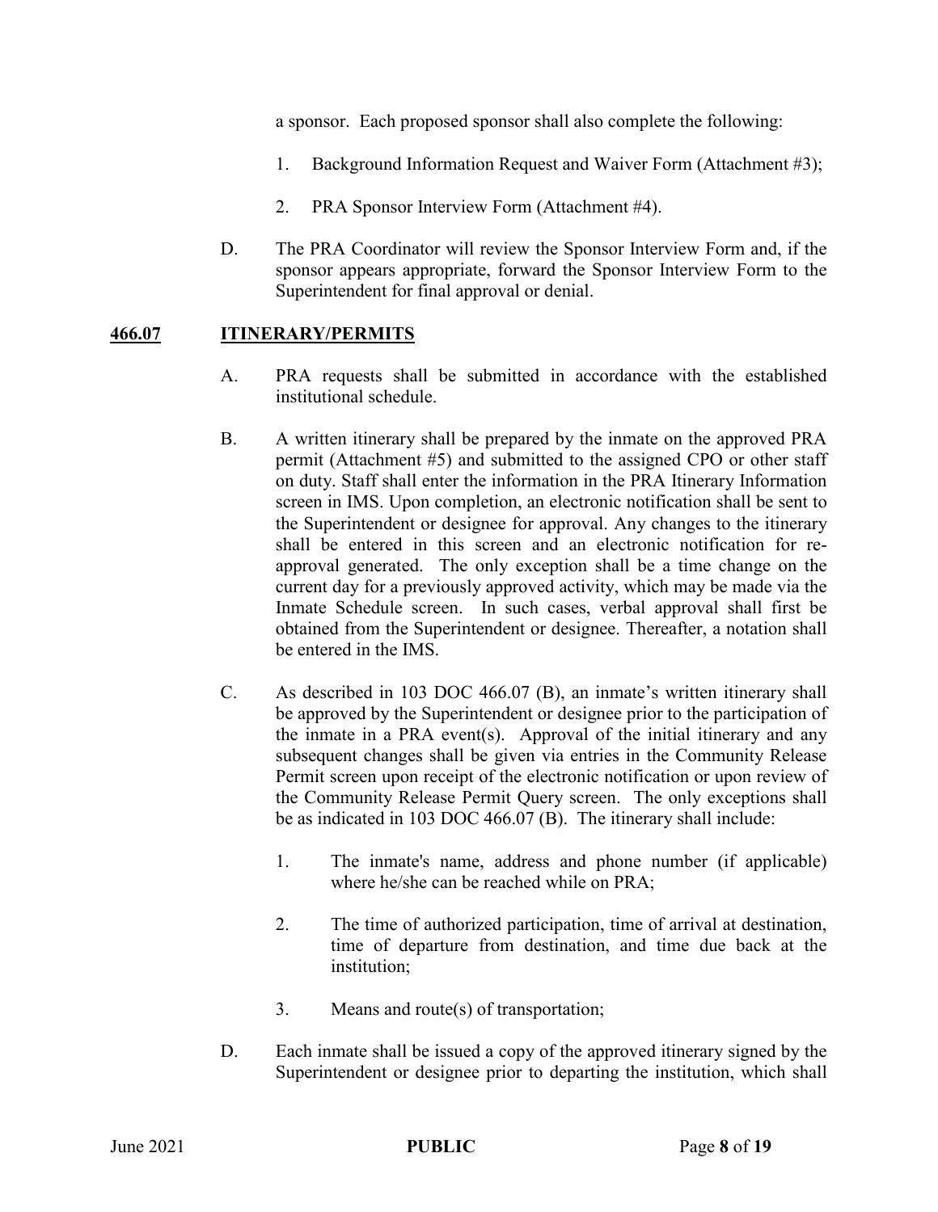a sponsor. Each proposed sponsor shall also complete the following:

1. Background Information Request and Waiver Form (Attachment #3);

2. PRA Sponsor Interview Form (Attachment #4).

D. The PRA Coordinator will review the Sponsor Interview Form and, if the sponsor appears appropriate, forward the Sponsor Interview Form to the Superintendent for final approval or denial.

## **466.07 ITINERARY/PERMITS**

A. PRA requests shall be submitted in accordance with the established institutional schedule.

B. A written itinerary shall be prepared by the inmate on the approved PRA permit (Attachment #5) and submitted to the assigned CPO or other staff on duty. Staff shall enter the information in the PRA Itinerary Information screen in IMS. Upon completion, an electronic notification shall be sent to the Superintendent or designee for approval. Any changes to the itinerary shall be entered in this screen and an electronic notification for re-approval generated. The only exception shall be a time change on the current day for a previously approved activity, which may be made via the Inmate Schedule screen. In such cases, verbal approval shall first be obtained from the Superintendent or designee. Thereafter, a notation shall be entered in the IMS.

C. As described in 103 DOC 466.07 (B), an inmate's written itinerary shall be approved by the Superintendent or designee prior to the participation of the inmate in a PRA event(s). Approval of the initial itinerary and any subsequent changes shall be given via entries in the Community Release Permit screen upon receipt of the electronic notification or upon review of the Community Release Permit Query screen. The only exceptions shall be as indicated in 103 DOC 466.07 (B). The itinerary shall include:

1. The inmate's name, address and phone number (if applicable) where he/she can be reached while on PRA;

2. The time of authorized participation, time of arrival at destination, time of departure from destination, and time due back at the institution;

3. Means and route(s) of transportation;

D. Each inmate shall be issued a copy of the approved itinerary signed by the Superintendent or designee prior to departing the institution, which shall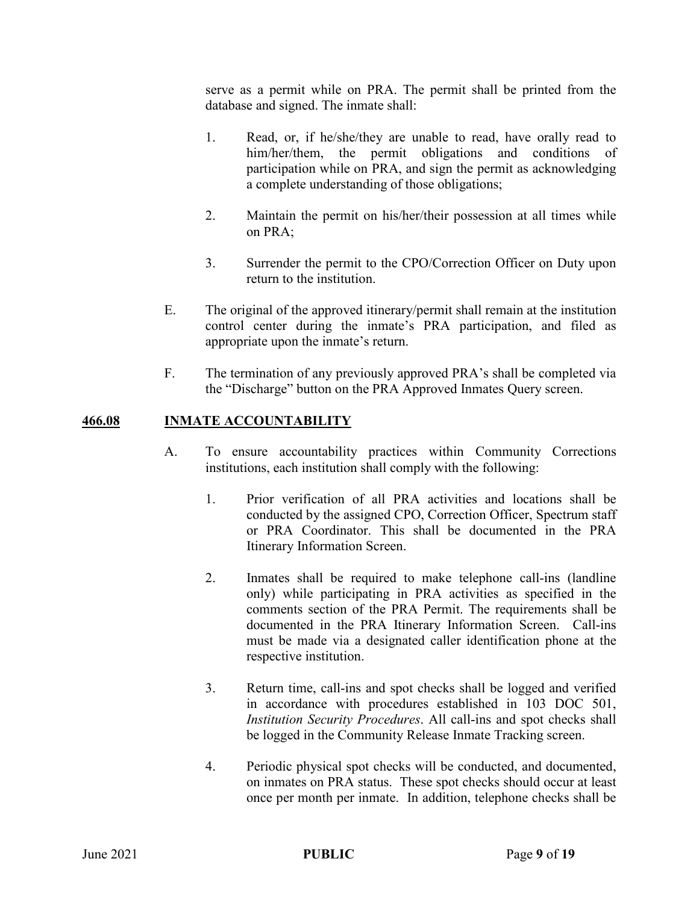serve as a permit while on PRA. The permit shall be printed from the database and signed. The inmate shall:

1. Read, or, if he/she/they are unable to read, have orally read to him/her/them, the permit obligations and conditions of participation while on PRA, and sign the permit as acknowledging a complete understanding of those obligations;

2. Maintain the permit on his/her/their possession at all times while on PRA;

3. Surrender the permit to the CPO/Correction Officer on Duty upon return to the institution.

E. The original of the approved itinerary/permit shall remain at the institution control center during the inmate's PRA participation, and filed as appropriate upon the inmate's return.

F. The termination of any previously approved PRA's shall be completed via the "Discharge" button on the PRA Approved Inmates Query screen.

## **466.08 INMATE ACCOUNTABILITY**

A. To ensure accountability practices within Community Corrections institutions, each institution shall comply with the following:

1. Prior verification of all PRA activities and locations shall be conducted by the assigned CPO, Correction Officer, Spectrum staff or PRA Coordinator. This shall be documented in the PRA Itinerary Information Screen.

2. Inmates shall be required to make telephone call-ins (landline only) while participating in PRA activities as specified in the comments section of the PRA Permit. The requirements shall be documented in the PRA Itinerary Information Screen. Call-ins must be made via a designated caller identification phone at the respective institution.

3. Return time, call-ins and spot checks shall be logged and verified in accordance with procedures established in 103 DOC 501, *Institution Security Procedures*. All call-ins and spot checks shall be logged in the Community Release Inmate Tracking screen.

4. Periodic physical spot checks will be conducted, and documented, on inmates on PRA status. These spot checks should occur at least once per month per inmate. In addition, telephone checks shall be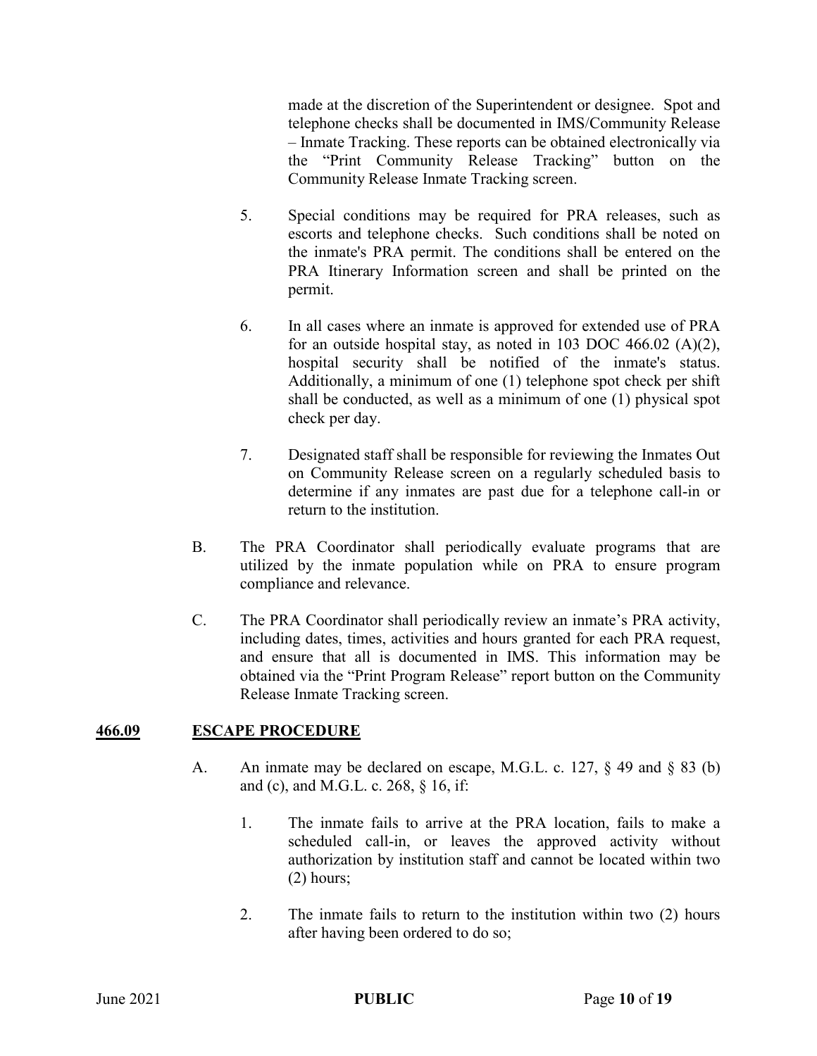made at the discretion of the Superintendent or designee. Spot and telephone checks shall be documented in IMS/Community Release – Inmate Tracking. These reports can be obtained electronically via the "Print Community Release Tracking" button on the Community Release Inmate Tracking screen.

5. Special conditions may be required for PRA releases, such as escorts and telephone checks. Such conditions shall be noted on the inmate's PRA permit. The conditions shall be entered on the PRA Itinerary Information screen and shall be printed on the permit.

6. In all cases where an inmate is approved for extended use of PRA for an outside hospital stay, as noted in 103 DOC 466.02 (A)(2), hospital security shall be notified of the inmate's status. Additionally, a minimum of one (1) telephone spot check per shift shall be conducted, as well as a minimum of one (1) physical spot check per day.

7. Designated staff shall be responsible for reviewing the Inmates Out on Community Release screen on a regularly scheduled basis to determine if any inmates are past due for a telephone call-in or return to the institution.

B. The PRA Coordinator shall periodically evaluate programs that are utilized by the inmate population while on PRA to ensure program compliance and relevance.

C. The PRA Coordinator shall periodically review an inmate's PRA activity, including dates, times, activities and hours granted for each PRA request, and ensure that all is documented in IMS. This information may be obtained via the "Print Program Release" report button on the Community Release Inmate Tracking screen.

## **466.09 ESCAPE PROCEDURE**

A. An inmate may be declared on escape, M.G.L. c. 127, § 49 and § 83 (b) and (c), and M.G.L. c. 268, § 16, if:

1. The inmate fails to arrive at the PRA location, fails to make a scheduled call-in, or leaves the approved activity without authorization by institution staff and cannot be located within two (2) hours;

2. The inmate fails to return to the institution within two (2) hours after having been ordered to do so;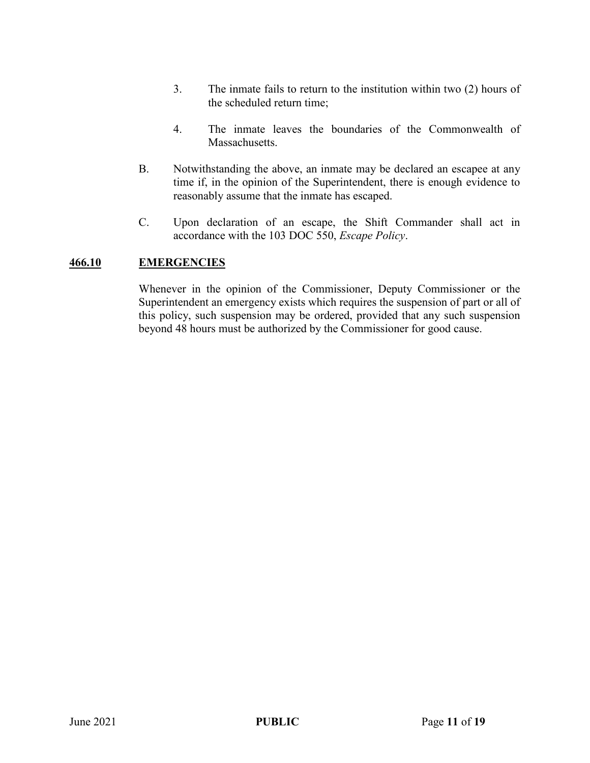3. The inmate fails to return to the institution within two (2) hours of the scheduled return time;

4. The inmate leaves the boundaries of the Commonwealth of Massachusetts.

B. Notwithstanding the above, an inmate may be declared an escapee at any time if, in the opinion of the Superintendent, there is enough evidence to reasonably assume that the inmate has escaped.

C. Upon declaration of an escape, the Shift Commander shall act in accordance with the 103 DOC 550, *Escape Policy*.

## 466.10 EMERGENCIES

Whenever in the opinion of the Commissioner, Deputy Commissioner or the Superintendent an emergency exists which requires the suspension of part or all of this policy, such suspension may be ordered, provided that any such suspension beyond 48 hours must be authorized by the Commissioner for good cause.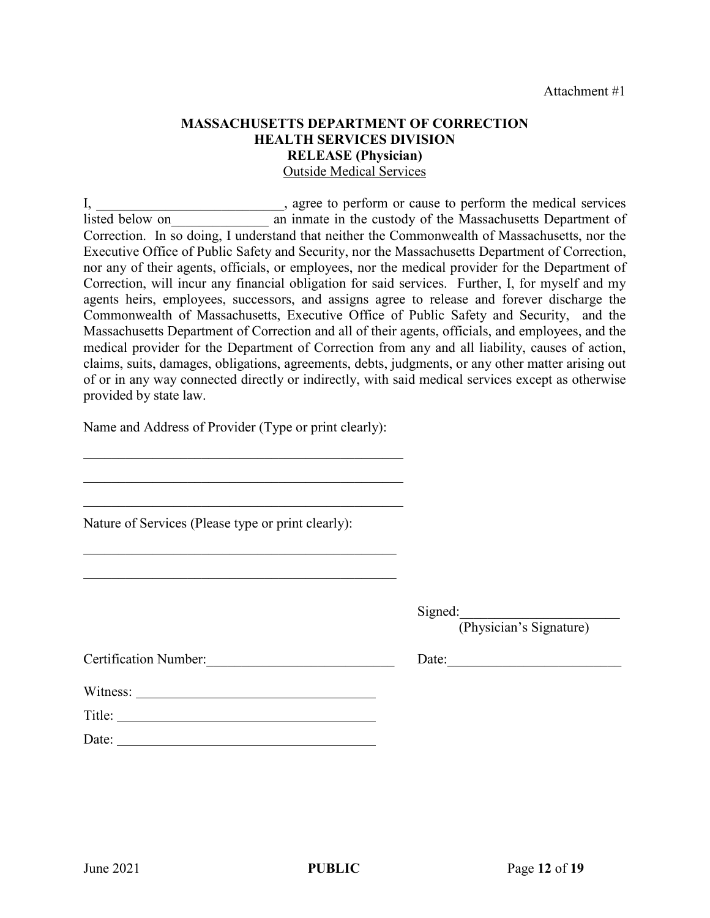Attachment #1

**MASSACHUSETTS DEPARTMENT OF CORRECTION**
**HEALTH SERVICES DIVISION**
**RELEASE (Physician)**
Outside Medical Services

I, ___________________________, agree to perform or cause to perform the medical services listed below on______________ an inmate in the custody of the Massachusetts Department of Correction. In so doing, I understand that neither the Commonwealth of Massachusetts, nor the Executive Office of Public Safety and Security, nor the Massachusetts Department of Correction, nor any of their agents, officials, or employees, nor the medical provider for the Department of Correction, will incur any financial obligation for said services. Further, I, for myself and my agents heirs, employees, successors, and assigns agree to release and forever discharge the Commonwealth of Massachusetts, Executive Office of Public Safety and Security, and the Massachusetts Department of Correction and all of their agents, officials, and employees, and the medical provider for the Department of Correction from any and all liability, causes of action, claims, suits, damages, obligations, agreements, debts, judgments, or any other matter arising out of or in any way connected directly or indirectly, with said medical services except as otherwise provided by state law.

Name and Address of Provider (Type or print clearly):

_______________________________________________

_______________________________________________

_______________________________________________

Nature of Services (Please type or print clearly):

_______________________________________________

_______________________________________________

Signed:_______________________
(Physician's Signature)

Certification Number:___________________________

Date:_________________________

Witness: ___________________________________

Title: ______________________________________

Date: ______________________________________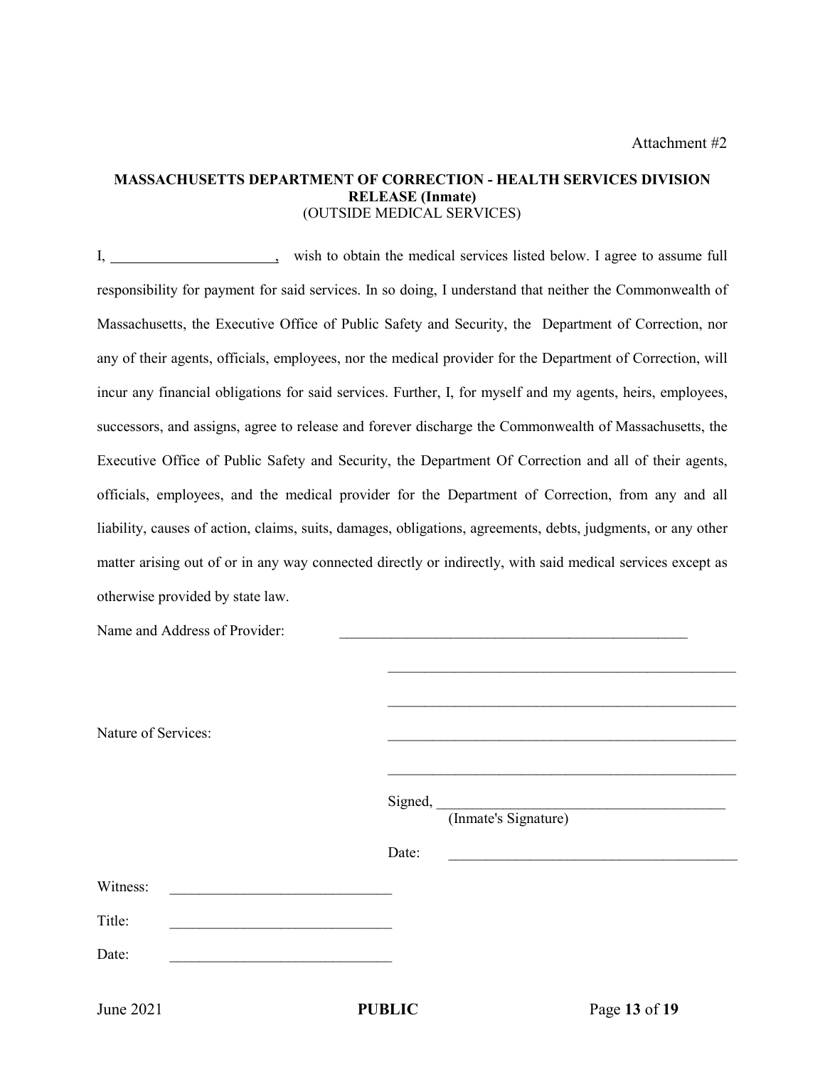Attachment #2

**MASSACHUSETTS DEPARTMENT OF CORRECTION - HEALTH SERVICES DIVISION**
**RELEASE (Inmate)**
(OUTSIDE MEDICAL SERVICES)

I, ______________________, wish to obtain the medical services listed below. I agree to assume full responsibility for payment for said services. In so doing, I understand that neither the Commonwealth of Massachusetts, the Executive Office of Public Safety and Security, the Department of Correction, nor any of their agents, officials, employees, nor the medical provider for the Department of Correction, will incur any financial obligations for said services. Further, I, for myself and my agents, heirs, employees, successors, and assigns, agree to release and forever discharge the Commonwealth of Massachusetts, the Executive Office of Public Safety and Security, the Department Of Correction and all of their agents, officials, employees, and the medical provider for the Department of Correction, from any and all liability, causes of action, claims, suits, damages, obligations, agreements, debts, judgments, or any other matter arising out of or in any way connected directly or indirectly, with said medical services except as otherwise provided by state law.

Name and Address of Provider: ________________________________________________

________________________________________________

________________________________________________

Nature of Services: ________________________________________________

________________________________________________

Signed, ________________________________________
(Inmate's Signature)

Date: ________________________________________

Witness: ______________________________

Title: ______________________________

Date: ______________________________

June 2021 **PUBLIC**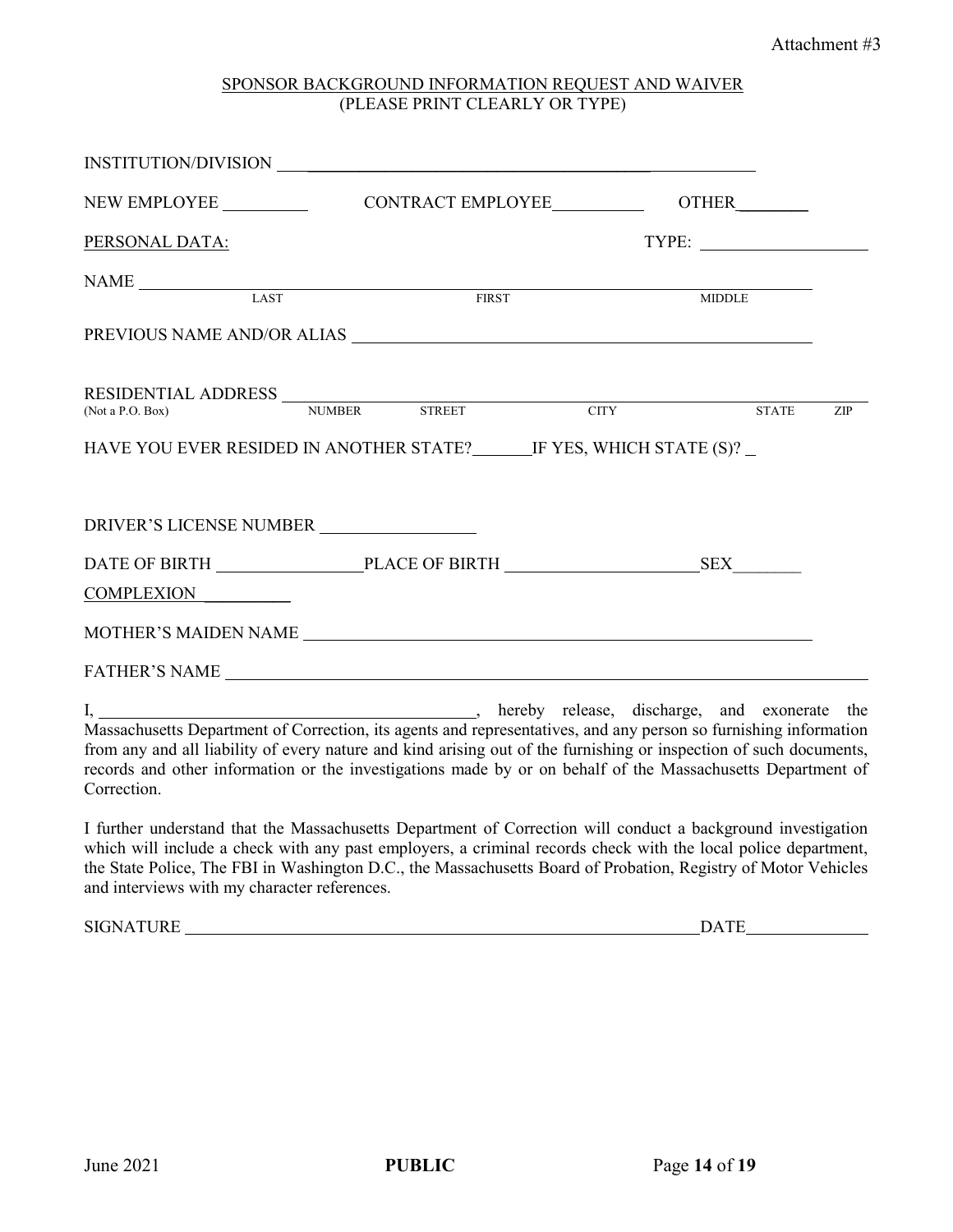Attachment #3

# SPONSOR BACKGROUND INFORMATION REQUEST AND WAIVER
(PLEASE PRINT CLEARLY OR TYPE)

INSTITUTION/DIVISION ______________________________________________

NEW EMPLOYEE __________ CONTRACT EMPLOYEE__________ OTHER________

PERSONAL DATA: TYPE: ____________________

NAME ________________________________________________________________
LAST FIRST MIDDLE

PREVIOUS NAME AND/OR ALIAS ______________________________________________

RESIDENTIAL ADDRESS ____________________________________________________
(Not a P.O. Box) NUMBER STREET CITY STATE ZIP

HAVE YOU EVER RESIDED IN ANOTHER STATE?_______IF YES, WHICH STATE (S)? _

DRIVER'S LICENSE NUMBER __________________

DATE OF BIRTH ________________PLACE OF BIRTH ______________________SEX________

COMPLEXION __________

MOTHER'S MAIDEN NAME ____________________________________________________

FATHER'S NAME ___________________________________________________________

I, _____________________________________________, hereby release, discharge, and exonerate the Massachusetts Department of Correction, its agents and representatives, and any person so furnishing information from any and all liability of every nature and kind arising out of the furnishing or inspection of such documents, records and other information or the investigations made by or on behalf of the Massachusetts Department of Correction.

I further understand that the Massachusetts Department of Correction will conduct a background investigation which will include a check with any past employers, a criminal records check with the local police department, the State Police, The FBI in Washington D.C., the Massachusetts Board of Probation, Registry of Motor Vehicles and interviews with my character references.

SIGNATURE ______________________________________________________DATE______________

June 2021 **PUBLIC**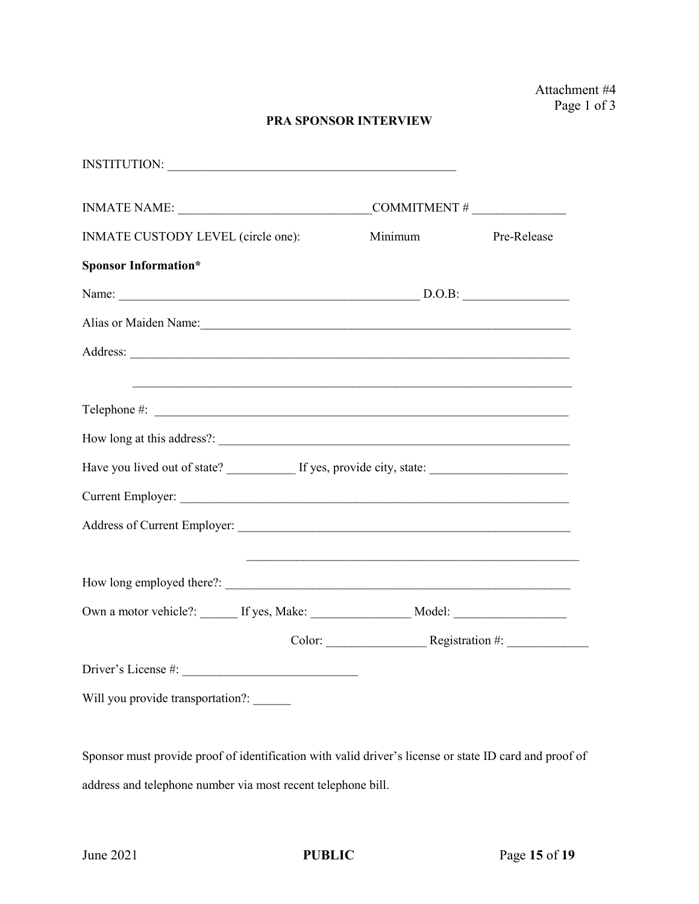Attachment #4
Page 1 of 3

**PRA SPONSOR INTERVIEW**

INSTITUTION: _______________________________________________

INMATE NAME: ______________________________COMMITMENT # ______________

INMATE CUSTODY LEVEL (circle one): Minimum Pre-Release

**Sponsor Information***

Name: ________________________________________________ D.O.B: ________________

Alias or Maiden Name:____________________________________________________________

Address: ______________________________________________________________________

_____________________________________________________________________

Telephone #: __________________________________________________________________

How long at this address?: _______________________________________________________

Have you lived out of state? ___________ If yes, provide city, state: _____________________

Current Employer: _____________________________________________________________

Address of Current Employer: ____________________________________________________

_____________________________________________________

How long employed there?: ______________________________________________________

Own a motor vehicle?: ______ If yes, Make: _______________ Model: _________________

Color: _______________ Registration #: _____________

Driver's License #: ___________________________

Will you provide transportation?: ______

Sponsor must provide proof of identification with valid driver's license or state ID card and proof of address and telephone number via most recent telephone bill.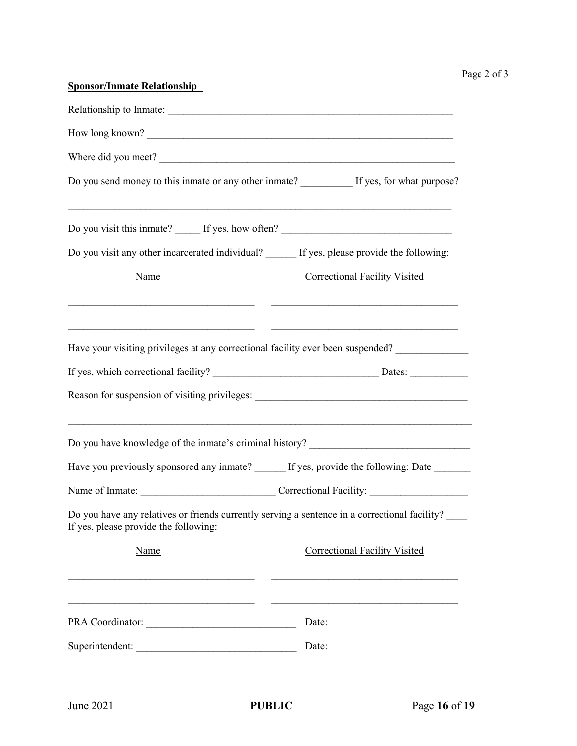Page 2 of 3

**Sponsor/Inmate Relationship**

Relationship to Inmate: ___________________________________________________________

How long known? ___________________________________________________________

Where did you meet? ___________________________________________________________

Do you send money to this inmate or any other inmate? __________ If yes, for what purpose?

_______________________________________________________________________________

Do you visit this inmate? _____ If yes, how often? ________________________________

Do you visit any other incarcerated individual? ______ If yes, please provide the following:

| Name | Correctional Facility Visited |
|---|---|
| ____________________________________ | ____________________________________ |
| ____________________________________ | ____________________________________ |

Have your visiting privileges at any correctional facility ever been suspended? ______________

If yes, which correctional facility? ________________________________ Dates: ___________

Reason for suspension of visiting privileges: __________________________________________

_______________________________________________________________________________

Do you have knowledge of the inmate's criminal history? _______________________________

Have you previously sponsored any inmate? ______ If yes, provide the following: Date _______

Name of Inmate: __________________________ Correctional Facility: ___________________

Do you have any relatives or friends currently serving a sentence in a correctional facility? ____
If yes, please provide the following:

| Name | Correctional Facility Visited |
|---|---|
| ____________________________________ | ____________________________________ |
| ____________________________________ | ____________________________________ |

PRA Coordinator: _____________________________ Date: ______________________

Superintendent: _______________________________ Date: ______________________

June 2021 **PUBLIC**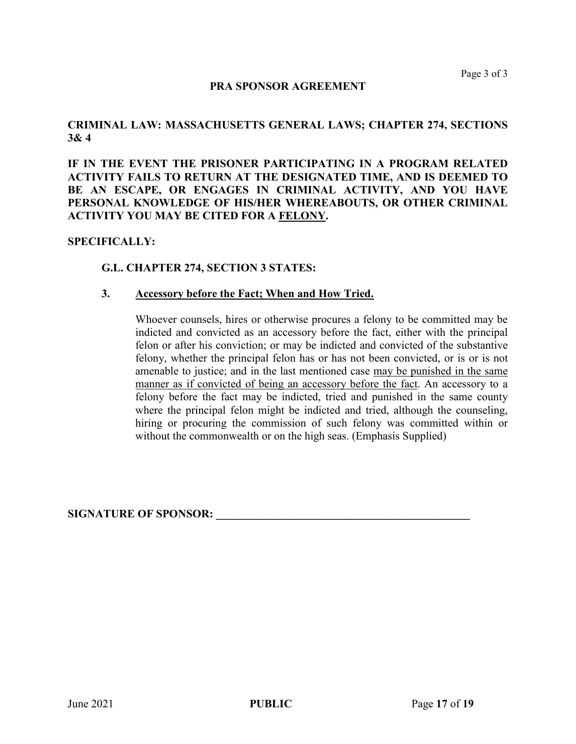## PRA SPONSOR AGREEMENT

**CRIMINAL LAW: MASSACHUSETTS GENERAL LAWS; CHAPTER 274, SECTIONS 3& 4**

**IF IN THE EVENT THE PRISONER PARTICIPATING IN A PROGRAM RELATED ACTIVITY FAILS TO RETURN AT THE DESIGNATED TIME, AND IS DEEMED TO BE AN ESCAPE, OR ENGAGES IN CRIMINAL ACTIVITY, AND YOU HAVE PERSONAL KNOWLEDGE OF HIS/HER WHEREABOUTS, OR OTHER CRIMINAL ACTIVITY YOU MAY BE CITED FOR A <u>FELONY</u>.**

**SPECIFICALLY:**

**G.L. CHAPTER 274, SECTION 3 STATES:**

**3. <u>Accessory before the Fact; When and How Tried.</u>**

Whoever counsels, hires or otherwise procures a felony to be committed may be indicted and convicted as an accessory before the fact, either with the principal felon or after his conviction; or may be indicted and convicted of the substantive felony, whether the principal felon has or has not been convicted, or is or is not amenable to justice; and in the last mentioned case <u>may be punished in the same manner as if convicted of being an accessory before the fact</u>. An accessory to a felony before the fact may be indicted, tried and punished in the same county where the principal felon might be indicted and tried, although the counseling, hiring or procuring the commission of such felony was committed within or without the commonwealth or on the high seas. (Emphasis Supplied)

**SIGNATURE OF SPONSOR: _______________________________________________**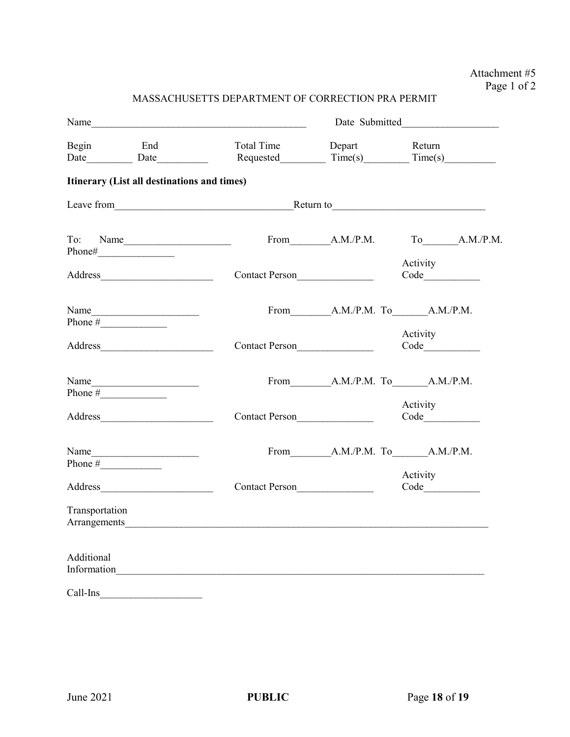Attachment #5
Page 1 of 2

MASSACHUSETTS DEPARTMENT OF CORRECTION PRA PERMIT

Name__________________________________________ Date Submitted__________________

Begin Date_________ End Date__________ Total Time Requested_________ Depart Time(s)_________ Return Time(s)__________

**Itinerary (List all destinations and times)**

Leave from__________________________________Return to_____________________________

To: Name_____________________ Phone#_______________ From________A.M./P.M. To_______A.M./P.M.

Address______________________ Contact Person_______________ Activity Code___________

Name_____________________ Phone #_____________ From________A.M./P.M. To_______A.M./P.M.

Address______________________ Contact Person_______________ Activity Code___________

Name_____________________ Phone #_____________ From________A.M./P.M. To_______A.M./P.M.

Address______________________ Contact Person_______________ Activity Code___________

Name_____________________ Phone #____________ From________A.M./P.M. To_______A.M./P.M.

Address______________________ Contact Person_______________ Activity Code___________

Transportation Arrangements_________________________________________________________________________

Additional Information______________________________________________________________________________

Call-Ins____________________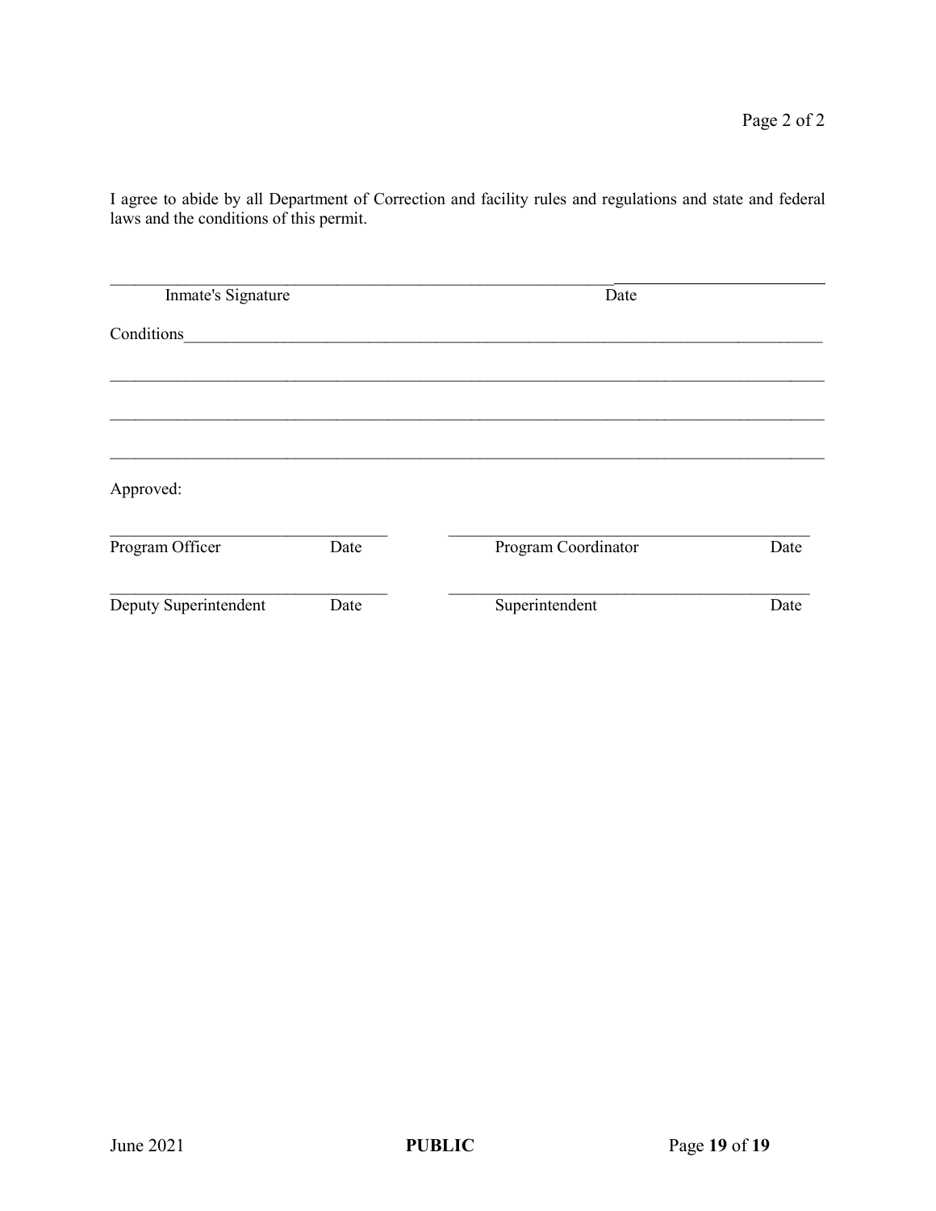Page 2 of 2

I agree to abide by all Department of Correction and facility rules and regulations and state and federal laws and the conditions of this permit.

______________________________________________________________ ________________________

Inmate's Signature Date

Conditions_______________________________________________________________________________

_________________________________________________________________________________________

_________________________________________________________________________________________

_________________________________________________________________________________________

Approved:

| | | | |
|---|---|---|---|
| Program Officer | Date | Program Coordinator | Date |
| Deputy Superintendent | Date | Superintendent | Date |